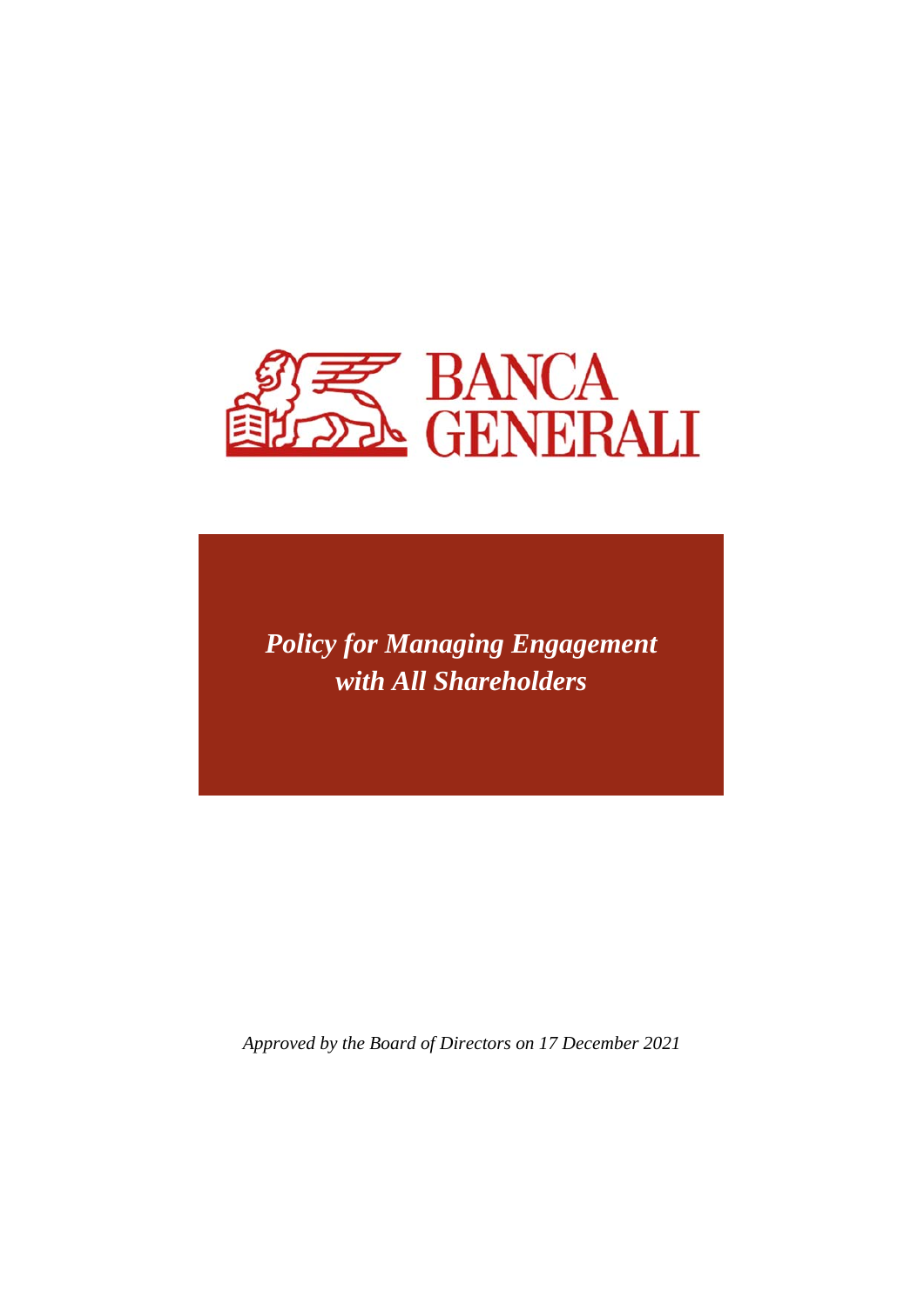BANCA GENERALI

# *Policy for Managing Engagement with All Shareholders*

*Approved by the Board of Directors on 17 December 2021*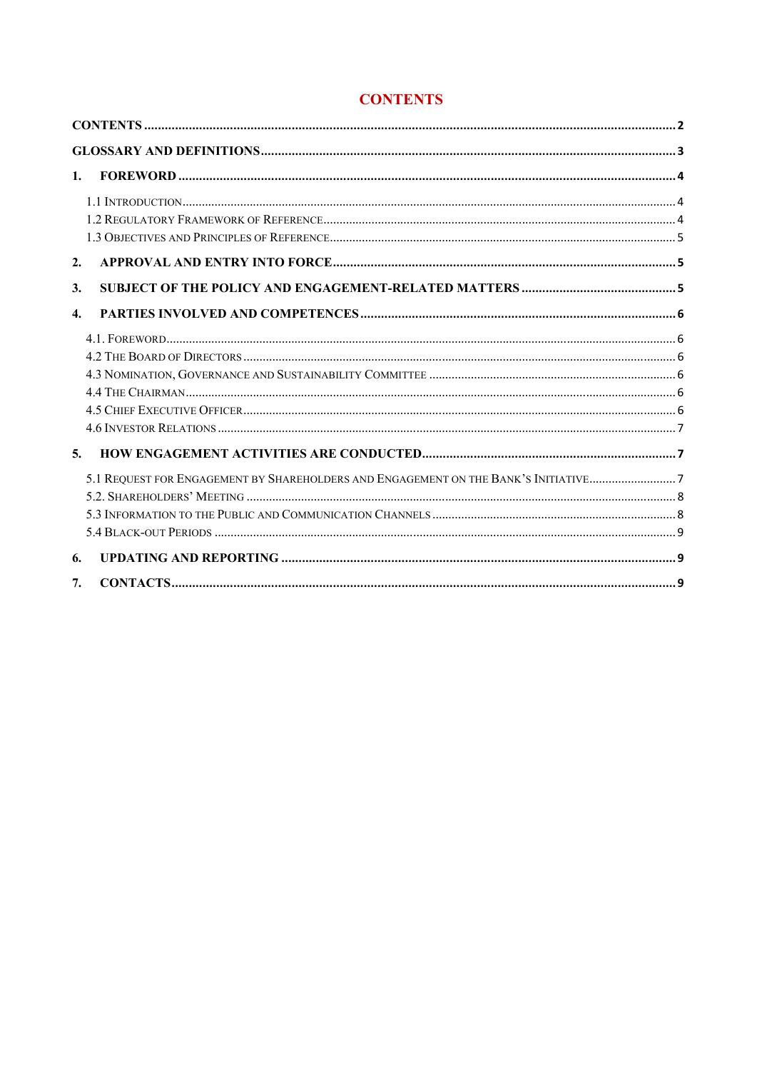# CONTENTS

CONTENTS ..... 2

GLOSSARY AND DEFINITIONS ..... 3

1. FOREWORD ..... 4
   - 1.1 Introduction ..... 4
   - 1.2 Regulatory Framework of Reference ..... 4
   - 1.3 Objectives and Principles of Reference ..... 5
2. APPROVAL AND ENTRY INTO FORCE ..... 5
3. SUBJECT OF THE POLICY AND ENGAGEMENT-RELATED MATTERS ..... 5
4. PARTIES INVOLVED AND COMPETENCES ..... 6
   - 4.1. Foreword ..... 6
   - 4.2 The Board of Directors ..... 6
   - 4.3 Nomination, Governance and Sustainability Committee ..... 6
   - 4.4 The Chairman ..... 6
   - 4.5 Chief Executive Officer ..... 6
   - 4.6 Investor Relations ..... 7
5. HOW ENGAGEMENT ACTIVITIES ARE CONDUCTED ..... 7
   - 5.1 Request for Engagement by Shareholders and Engagement on the Bank's Initiative ..... 7
   - 5.2. Shareholders' Meeting ..... 8
   - 5.3 Information to the Public and Communication Channels ..... 8
   - 5.4 Black-out Periods ..... 9
6. UPDATING AND REPORTING ..... 9
7. CONTACTS ..... 9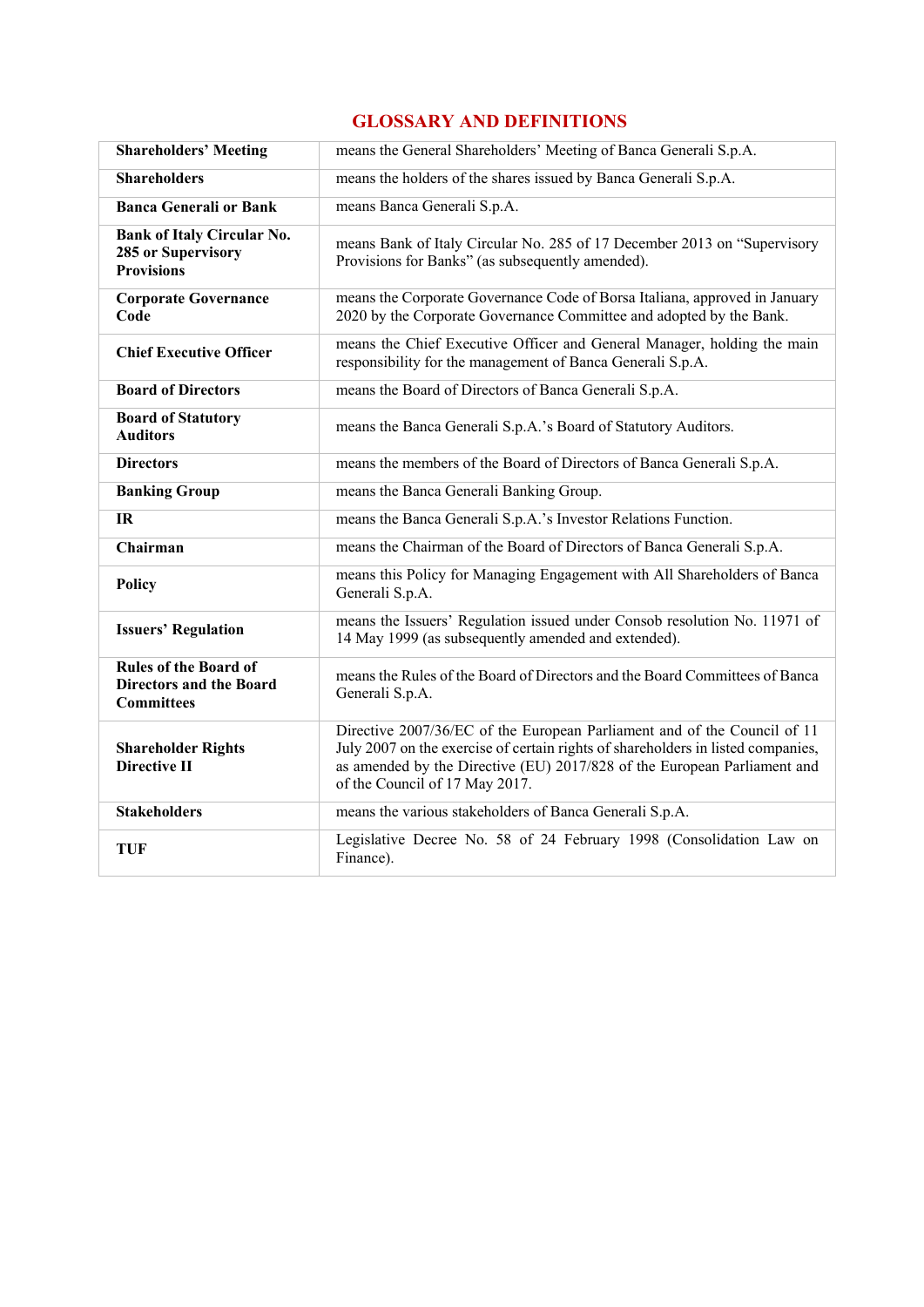# GLOSSARY AND DEFINITIONS

| | |
|---|---|
| **Shareholders' Meeting** | means the General Shareholders' Meeting of Banca Generali S.p.A. |
| **Shareholders** | means the holders of the shares issued by Banca Generali S.p.A. |
| **Banca Generali or Bank** | means Banca Generali S.p.A. |
| **Bank of Italy Circular No. 285 or Supervisory Provisions** | means Bank of Italy Circular No. 285 of 17 December 2013 on "Supervisory Provisions for Banks" (as subsequently amended). |
| **Corporate Governance Code** | means the Corporate Governance Code of Borsa Italiana, approved in January 2020 by the Corporate Governance Committee and adopted by the Bank. |
| **Chief Executive Officer** | means the Chief Executive Officer and General Manager, holding the main responsibility for the management of Banca Generali S.p.A. |
| **Board of Directors** | means the Board of Directors of Banca Generali S.p.A. |
| **Board of Statutory Auditors** | means the Banca Generali S.p.A.'s Board of Statutory Auditors. |
| **Directors** | means the members of the Board of Directors of Banca Generali S.p.A. |
| **Banking Group** | means the Banca Generali Banking Group. |
| **IR** | means the Banca Generali S.p.A.'s Investor Relations Function. |
| **Chairman** | means the Chairman of the Board of Directors of Banca Generali S.p.A. |
| **Policy** | means this Policy for Managing Engagement with All Shareholders of Banca Generali S.p.A. |
| **Issuers' Regulation** | means the Issuers' Regulation issued under Consob resolution No. 11971 of 14 May 1999 (as subsequently amended and extended). |
| **Rules of the Board of Directors and the Board Committees** | means the Rules of the Board of Directors and the Board Committees of Banca Generali S.p.A. |
| **Shareholder Rights Directive II** | Directive 2007/36/EC of the European Parliament and of the Council of 11 July 2007 on the exercise of certain rights of shareholders in listed companies, as amended by the Directive (EU) 2017/828 of the European Parliament and of the Council of 17 May 2017. |
| **Stakeholders** | means the various stakeholders of Banca Generali S.p.A. |
| **TUF** | Legislative Decree No. 58 of 24 February 1998 (Consolidation Law on Finance). |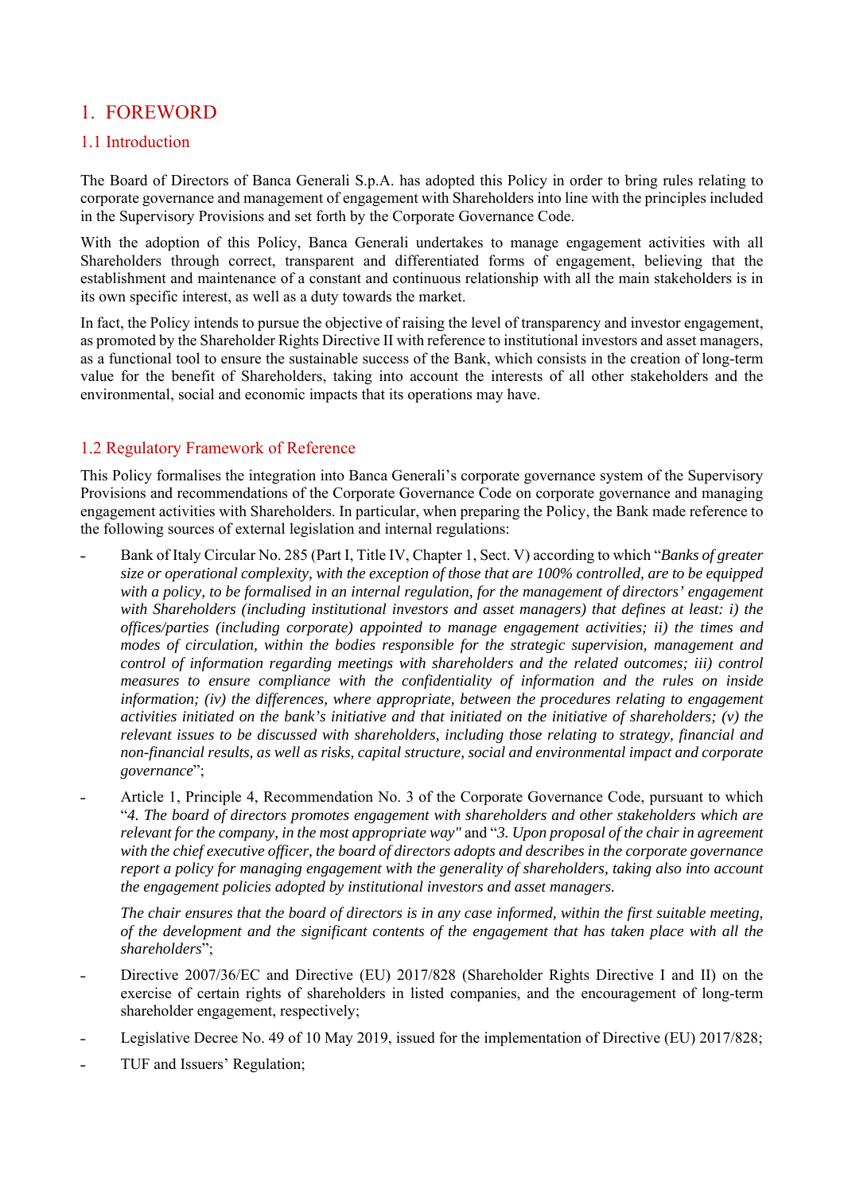# 1. FOREWORD

## 1.1 Introduction

The Board of Directors of Banca Generali S.p.A. has adopted this Policy in order to bring rules relating to corporate governance and management of engagement with Shareholders into line with the principles included in the Supervisory Provisions and set forth by the Corporate Governance Code.

With the adoption of this Policy, Banca Generali undertakes to manage engagement activities with all Shareholders through correct, transparent and differentiated forms of engagement, believing that the establishment and maintenance of a constant and continuous relationship with all the main stakeholders is in its own specific interest, as well as a duty towards the market.

In fact, the Policy intends to pursue the objective of raising the level of transparency and investor engagement, as promoted by the Shareholder Rights Directive II with reference to institutional investors and asset managers, as a functional tool to ensure the sustainable success of the Bank, which consists in the creation of long-term value for the benefit of Shareholders, taking into account the interests of all other stakeholders and the environmental, social and economic impacts that its operations may have.

## 1.2 Regulatory Framework of Reference

This Policy formalises the integration into Banca Generali's corporate governance system of the Supervisory Provisions and recommendations of the Corporate Governance Code on corporate governance and managing engagement activities with Shareholders. In particular, when preparing the Policy, the Bank made reference to the following sources of external legislation and internal regulations:

- Bank of Italy Circular No. 285 (Part I, Title IV, Chapter 1, Sect. V) according to which "*Banks of greater size or operational complexity, with the exception of those that are 100% controlled, are to be equipped with a policy, to be formalised in an internal regulation, for the management of directors' engagement with Shareholders (including institutional investors and asset managers) that defines at least: i) the offices/parties (including corporate) appointed to manage engagement activities; ii) the times and modes of circulation, within the bodies responsible for the strategic supervision, management and control of information regarding meetings with shareholders and the related outcomes; iii) control measures to ensure compliance with the confidentiality of information and the rules on inside information; (iv) the differences, where appropriate, between the procedures relating to engagement activities initiated on the bank's initiative and that initiated on the initiative of shareholders; (v) the relevant issues to be discussed with shareholders, including those relating to strategy, financial and non-financial results, as well as risks, capital structure, social and environmental impact and corporate governance*";

- Article 1, Principle 4, Recommendation No. 3 of the Corporate Governance Code, pursuant to which "*4. The board of directors promotes engagement with shareholders and other stakeholders which are relevant for the company, in the most appropriate way*" and "*3. Upon proposal of the chair in agreement with the chief executive officer, the board of directors adopts and describes in the corporate governance report a policy for managing engagement with the generality of shareholders, taking also into account the engagement policies adopted by institutional investors and asset managers.*

  *The chair ensures that the board of directors is in any case informed, within the first suitable meeting, of the development and the significant contents of the engagement that has taken place with all the shareholders*";

- Directive 2007/36/EC and Directive (EU) 2017/828 (Shareholder Rights Directive I and II) on the exercise of certain rights of shareholders in listed companies, and the encouragement of long-term shareholder engagement, respectively;

- Legislative Decree No. 49 of 10 May 2019, issued for the implementation of Directive (EU) 2017/828;

- TUF and Issuers' Regulation;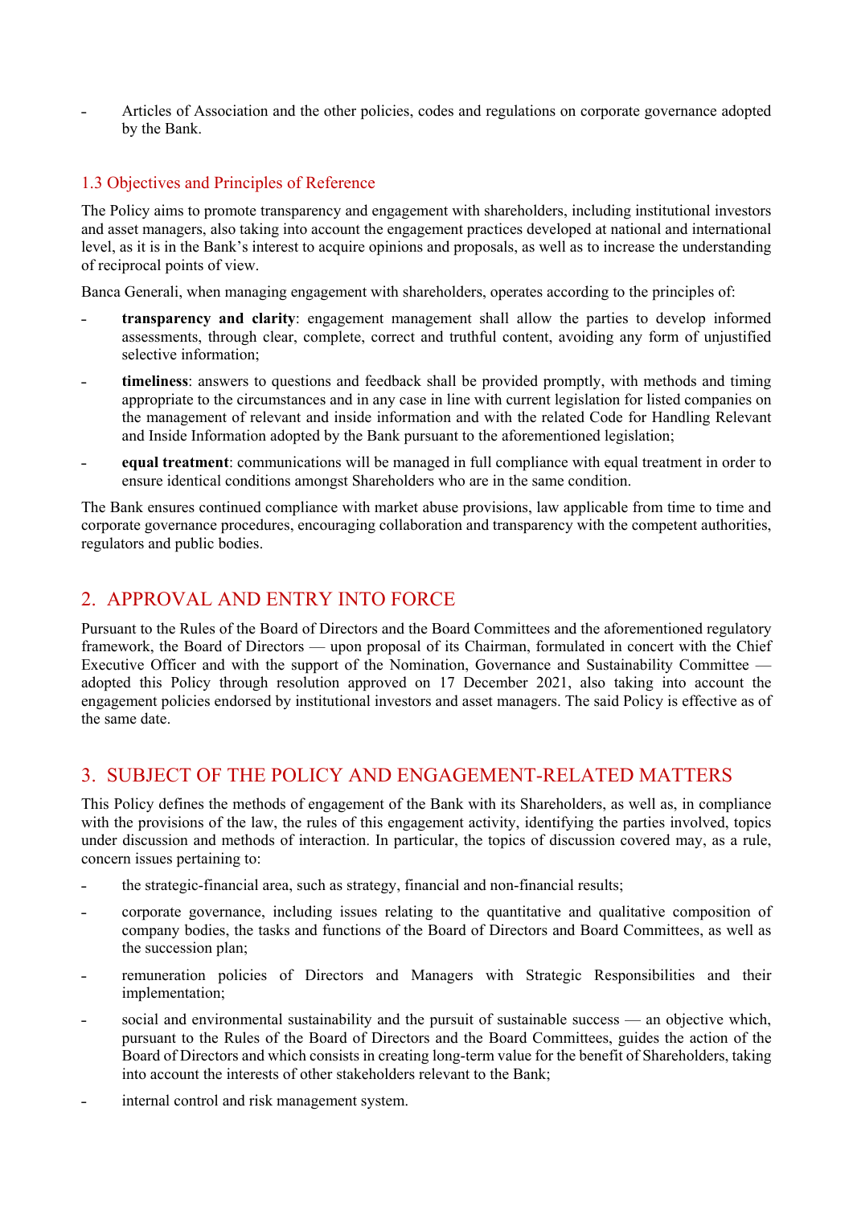- Articles of Association and the other policies, codes and regulations on corporate governance adopted by the Bank.

### 1.3 Objectives and Principles of Reference

The Policy aims to promote transparency and engagement with shareholders, including institutional investors and asset managers, also taking into account the engagement practices developed at national and international level, as it is in the Bank's interest to acquire opinions and proposals, as well as to increase the understanding of reciprocal points of view.

Banca Generali, when managing engagement with shareholders, operates according to the principles of:

- **transparency and clarity**: engagement management shall allow the parties to develop informed assessments, through clear, complete, correct and truthful content, avoiding any form of unjustified selective information;
- **timeliness**: answers to questions and feedback shall be provided promptly, with methods and timing appropriate to the circumstances and in any case in line with current legislation for listed companies on the management of relevant and inside information and with the related Code for Handling Relevant and Inside Information adopted by the Bank pursuant to the aforementioned legislation;
- **equal treatment**: communications will be managed in full compliance with equal treatment in order to ensure identical conditions amongst Shareholders who are in the same condition.

The Bank ensures continued compliance with market abuse provisions, law applicable from time to time and corporate governance procedures, encouraging collaboration and transparency with the competent authorities, regulators and public bodies.

## 2. APPROVAL AND ENTRY INTO FORCE

Pursuant to the Rules of the Board of Directors and the Board Committees and the aforementioned regulatory framework, the Board of Directors — upon proposal of its Chairman, formulated in concert with the Chief Executive Officer and with the support of the Nomination, Governance and Sustainability Committee — adopted this Policy through resolution approved on 17 December 2021, also taking into account the engagement policies endorsed by institutional investors and asset managers. The said Policy is effective as of the same date.

## 3. SUBJECT OF THE POLICY AND ENGAGEMENT-RELATED MATTERS

This Policy defines the methods of engagement of the Bank with its Shareholders, as well as, in compliance with the provisions of the law, the rules of this engagement activity, identifying the parties involved, topics under discussion and methods of interaction. In particular, the topics of discussion covered may, as a rule, concern issues pertaining to:

- the strategic-financial area, such as strategy, financial and non-financial results;
- corporate governance, including issues relating to the quantitative and qualitative composition of company bodies, the tasks and functions of the Board of Directors and Board Committees, as well as the succession plan;
- remuneration policies of Directors and Managers with Strategic Responsibilities and their implementation;
- social and environmental sustainability and the pursuit of sustainable success — an objective which, pursuant to the Rules of the Board of Directors and the Board Committees, guides the action of the Board of Directors and which consists in creating long-term value for the benefit of Shareholders, taking into account the interests of other stakeholders relevant to the Bank;
- internal control and risk management system.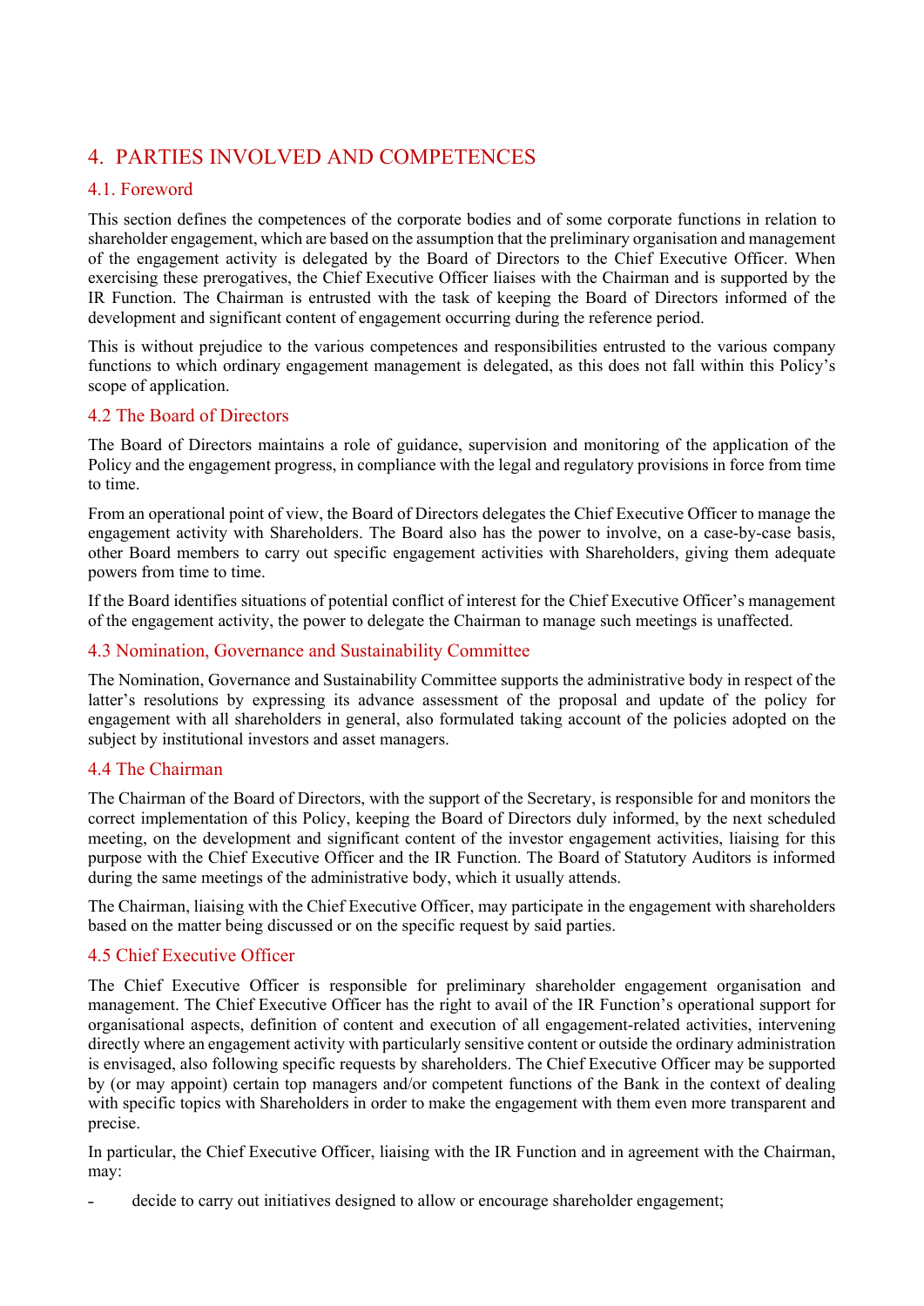# 4. PARTIES INVOLVED AND COMPETENCES

## 4.1. Foreword

This section defines the competences of the corporate bodies and of some corporate functions in relation to shareholder engagement, which are based on the assumption that the preliminary organisation and management of the engagement activity is delegated by the Board of Directors to the Chief Executive Officer. When exercising these prerogatives, the Chief Executive Officer liaises with the Chairman and is supported by the IR Function. The Chairman is entrusted with the task of keeping the Board of Directors informed of the development and significant content of engagement occurring during the reference period.

This is without prejudice to the various competences and responsibilities entrusted to the various company functions to which ordinary engagement management is delegated, as this does not fall within this Policy's scope of application.

## 4.2 The Board of Directors

The Board of Directors maintains a role of guidance, supervision and monitoring of the application of the Policy and the engagement progress, in compliance with the legal and regulatory provisions in force from time to time.

From an operational point of view, the Board of Directors delegates the Chief Executive Officer to manage the engagement activity with Shareholders. The Board also has the power to involve, on a case-by-case basis, other Board members to carry out specific engagement activities with Shareholders, giving them adequate powers from time to time.

If the Board identifies situations of potential conflict of interest for the Chief Executive Officer's management of the engagement activity, the power to delegate the Chairman to manage such meetings is unaffected.

## 4.3 Nomination, Governance and Sustainability Committee

The Nomination, Governance and Sustainability Committee supports the administrative body in respect of the latter's resolutions by expressing its advance assessment of the proposal and update of the policy for engagement with all shareholders in general, also formulated taking account of the policies adopted on the subject by institutional investors and asset managers.

## 4.4 The Chairman

The Chairman of the Board of Directors, with the support of the Secretary, is responsible for and monitors the correct implementation of this Policy, keeping the Board of Directors duly informed, by the next scheduled meeting, on the development and significant content of the investor engagement activities, liaising for this purpose with the Chief Executive Officer and the IR Function. The Board of Statutory Auditors is informed during the same meetings of the administrative body, which it usually attends.

The Chairman, liaising with the Chief Executive Officer, may participate in the engagement with shareholders based on the matter being discussed or on the specific request by said parties.

## 4.5 Chief Executive Officer

The Chief Executive Officer is responsible for preliminary shareholder engagement organisation and management. The Chief Executive Officer has the right to avail of the IR Function's operational support for organisational aspects, definition of content and execution of all engagement-related activities, intervening directly where an engagement activity with particularly sensitive content or outside the ordinary administration is envisaged, also following specific requests by shareholders. The Chief Executive Officer may be supported by (or may appoint) certain top managers and/or competent functions of the Bank in the context of dealing with specific topics with Shareholders in order to make the engagement with them even more transparent and precise.

In particular, the Chief Executive Officer, liaising with the IR Function and in agreement with the Chairman, may:

- decide to carry out initiatives designed to allow or encourage shareholder engagement;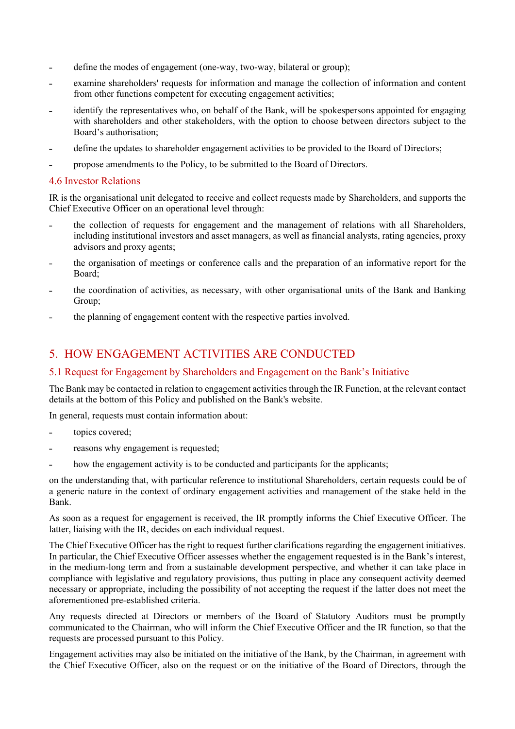- define the modes of engagement (one-way, two-way, bilateral or group);
- examine shareholders' requests for information and manage the collection of information and content from other functions competent for executing engagement activities;
- identify the representatives who, on behalf of the Bank, will be spokespersons appointed for engaging with shareholders and other stakeholders, with the option to choose between directors subject to the Board's authorisation;
- define the updates to shareholder engagement activities to be provided to the Board of Directors;
- propose amendments to the Policy, to be submitted to the Board of Directors.

### 4.6 Investor Relations

IR is the organisational unit delegated to receive and collect requests made by Shareholders, and supports the Chief Executive Officer on an operational level through:

- the collection of requests for engagement and the management of relations with all Shareholders, including institutional investors and asset managers, as well as financial analysts, rating agencies, proxy advisors and proxy agents;
- the organisation of meetings or conference calls and the preparation of an informative report for the Board;
- the coordination of activities, as necessary, with other organisational units of the Bank and Banking Group;
- the planning of engagement content with the respective parties involved.

## 5. HOW ENGAGEMENT ACTIVITIES ARE CONDUCTED

### 5.1 Request for Engagement by Shareholders and Engagement on the Bank's Initiative

The Bank may be contacted in relation to engagement activities through the IR Function, at the relevant contact details at the bottom of this Policy and published on the Bank's website.

In general, requests must contain information about:

- topics covered;
- reasons why engagement is requested;
- how the engagement activity is to be conducted and participants for the applicants;

on the understanding that, with particular reference to institutional Shareholders, certain requests could be of a generic nature in the context of ordinary engagement activities and management of the stake held in the Bank.

As soon as a request for engagement is received, the IR promptly informs the Chief Executive Officer. The latter, liaising with the IR, decides on each individual request.

The Chief Executive Officer has the right to request further clarifications regarding the engagement initiatives. In particular, the Chief Executive Officer assesses whether the engagement requested is in the Bank's interest, in the medium-long term and from a sustainable development perspective, and whether it can take place in compliance with legislative and regulatory provisions, thus putting in place any consequent activity deemed necessary or appropriate, including the possibility of not accepting the request if the latter does not meet the aforementioned pre-established criteria.

Any requests directed at Directors or members of the Board of Statutory Auditors must be promptly communicated to the Chairman, who will inform the Chief Executive Officer and the IR function, so that the requests are processed pursuant to this Policy.

Engagement activities may also be initiated on the initiative of the Bank, by the Chairman, in agreement with the Chief Executive Officer, also on the request or on the initiative of the Board of Directors, through the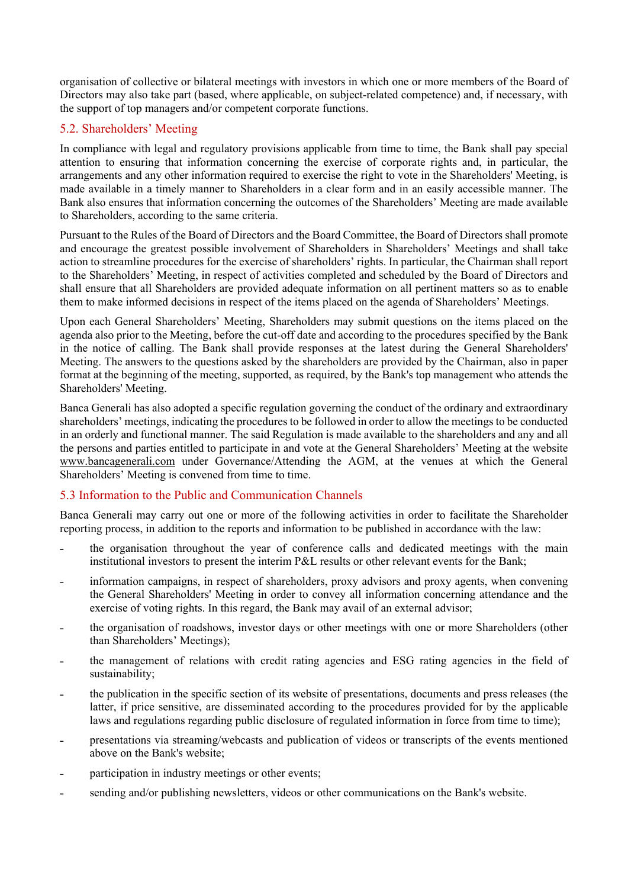organisation of collective or bilateral meetings with investors in which one or more members of the Board of Directors may also take part (based, where applicable, on subject-related competence) and, if necessary, with the support of top managers and/or competent corporate functions.

## 5.2. Shareholders' Meeting

In compliance with legal and regulatory provisions applicable from time to time, the Bank shall pay special attention to ensuring that information concerning the exercise of corporate rights and, in particular, the arrangements and any other information required to exercise the right to vote in the Shareholders' Meeting, is made available in a timely manner to Shareholders in a clear form and in an easily accessible manner. The Bank also ensures that information concerning the outcomes of the Shareholders' Meeting are made available to Shareholders, according to the same criteria.

Pursuant to the Rules of the Board of Directors and the Board Committee, the Board of Directors shall promote and encourage the greatest possible involvement of Shareholders in Shareholders' Meetings and shall take action to streamline procedures for the exercise of shareholders' rights. In particular, the Chairman shall report to the Shareholders' Meeting, in respect of activities completed and scheduled by the Board of Directors and shall ensure that all Shareholders are provided adequate information on all pertinent matters so as to enable them to make informed decisions in respect of the items placed on the agenda of Shareholders' Meetings.

Upon each General Shareholders' Meeting, Shareholders may submit questions on the items placed on the agenda also prior to the Meeting, before the cut-off date and according to the procedures specified by the Bank in the notice of calling. The Bank shall provide responses at the latest during the General Shareholders' Meeting. The answers to the questions asked by the shareholders are provided by the Chairman, also in paper format at the beginning of the meeting, supported, as required, by the Bank's top management who attends the Shareholders' Meeting.

Banca Generali has also adopted a specific regulation governing the conduct of the ordinary and extraordinary shareholders' meetings, indicating the procedures to be followed in order to allow the meetings to be conducted in an orderly and functional manner. The said Regulation is made available to the shareholders and any and all the persons and parties entitled to participate in and vote at the General Shareholders' Meeting at the website www.bancagenerali.com under Governance/Attending the AGM, at the venues at which the General Shareholders' Meeting is convened from time to time.

## 5.3 Information to the Public and Communication Channels

Banca Generali may carry out one or more of the following activities in order to facilitate the Shareholder reporting process, in addition to the reports and information to be published in accordance with the law:

- the organisation throughout the year of conference calls and dedicated meetings with the main institutional investors to present the interim P&L results or other relevant events for the Bank;
- information campaigns, in respect of shareholders, proxy advisors and proxy agents, when convening the General Shareholders' Meeting in order to convey all information concerning attendance and the exercise of voting rights. In this regard, the Bank may avail of an external advisor;
- the organisation of roadshows, investor days or other meetings with one or more Shareholders (other than Shareholders' Meetings);
- the management of relations with credit rating agencies and ESG rating agencies in the field of sustainability;
- the publication in the specific section of its website of presentations, documents and press releases (the latter, if price sensitive, are disseminated according to the procedures provided for by the applicable laws and regulations regarding public disclosure of regulated information in force from time to time);
- presentations via streaming/webcasts and publication of videos or transcripts of the events mentioned above on the Bank's website;
- participation in industry meetings or other events;
- sending and/or publishing newsletters, videos or other communications on the Bank's website.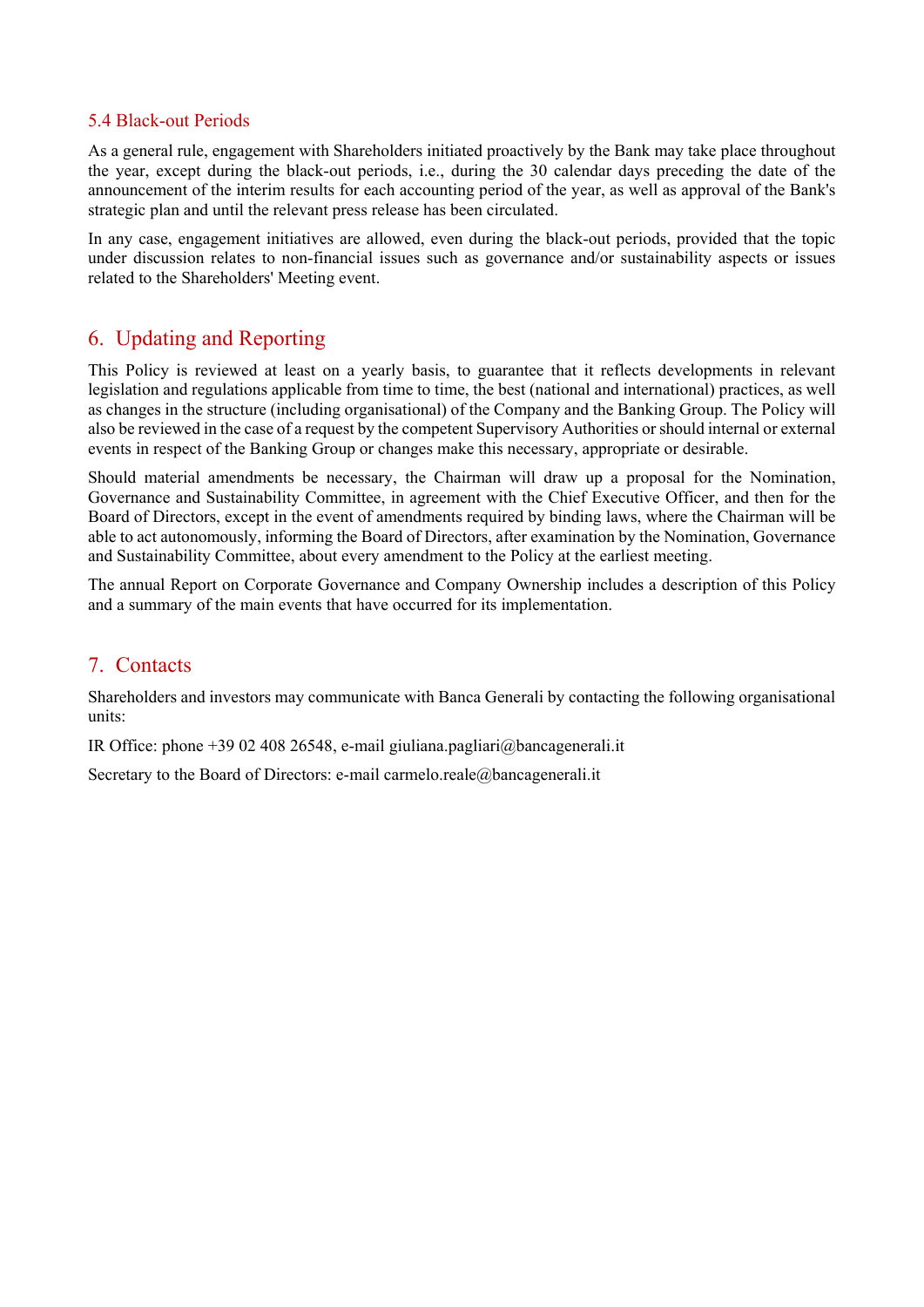### 5.4 Black-out Periods

As a general rule, engagement with Shareholders initiated proactively by the Bank may take place throughout the year, except during the black-out periods, i.e., during the 30 calendar days preceding the date of the announcement of the interim results for each accounting period of the year, as well as approval of the Bank's strategic plan and until the relevant press release has been circulated.

In any case, engagement initiatives are allowed, even during the black-out periods, provided that the topic under discussion relates to non-financial issues such as governance and/or sustainability aspects or issues related to the Shareholders' Meeting event.

## 6. Updating and Reporting

This Policy is reviewed at least on a yearly basis, to guarantee that it reflects developments in relevant legislation and regulations applicable from time to time, the best (national and international) practices, as well as changes in the structure (including organisational) of the Company and the Banking Group. The Policy will also be reviewed in the case of a request by the competent Supervisory Authorities or should internal or external events in respect of the Banking Group or changes make this necessary, appropriate or desirable.

Should material amendments be necessary, the Chairman will draw up a proposal for the Nomination, Governance and Sustainability Committee, in agreement with the Chief Executive Officer, and then for the Board of Directors, except in the event of amendments required by binding laws, where the Chairman will be able to act autonomously, informing the Board of Directors, after examination by the Nomination, Governance and Sustainability Committee, about every amendment to the Policy at the earliest meeting.

The annual Report on Corporate Governance and Company Ownership includes a description of this Policy and a summary of the main events that have occurred for its implementation.

## 7. Contacts

Shareholders and investors may communicate with Banca Generali by contacting the following organisational units:

IR Office: phone +39 02 408 26548, e-mail giuliana.pagliari@bancagenerali.it

Secretary to the Board of Directors: e-mail carmelo.reale@bancagenerali.it